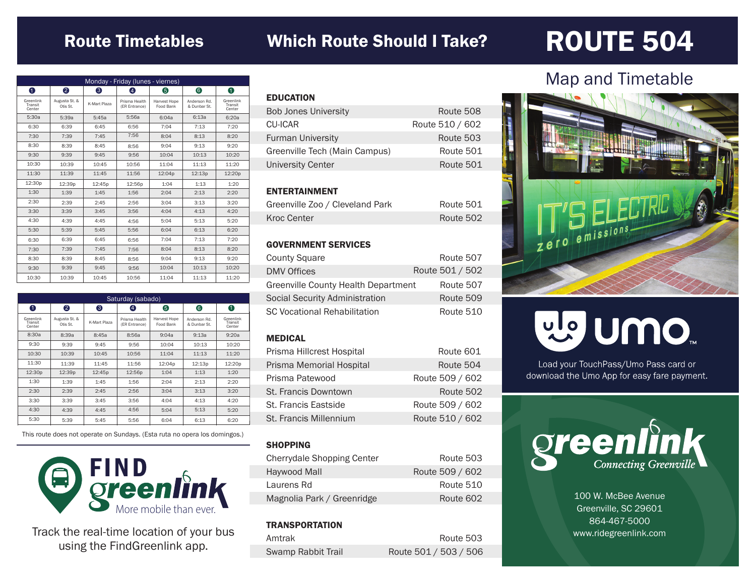# Route Timetables

| Monday - Friday (lunes - viernes) | | | | | | |
|---|---|---|---|---|---|---|
| 1 | 2 | 3 | 4 | 5 | 6 | 1 |
| Greenlink Transit Center | Augusta St. & Otis St. | K-Mart Plaza | Prisma Health (ER Entrance) | Harvest Hope Food Bank | Anderson Rd. & Dunbar St. | Greenlink Transit Center |
| 5:30a | 5:39a | 5:45a | 5:56a | 6:04a | 6:13a | 6:20a |
| 6:30 | 6:39 | 6:45 | 6:56 | 7:04 | 7:13 | 7:20 |
| 7:30 | 7:39 | 7:45 | 7:56 | 8:04 | 8:13 | 8:20 |
| 8:30 | 8:39 | 8:45 | 8:56 | 9:04 | 9:13 | 9:20 |
| 9:30 | 9:39 | 9:45 | 9:56 | 10:04 | 10:13 | 10:20 |
| 10:30 | 10:39 | 10:45 | 10:56 | 11:04 | 11:13 | 11:20 |
| 11:30 | 11:39 | 11:45 | 11:56 | 12:04p | 12:13p | 12:20p |
| 12:30p | 12:39p | 12:45p | 12:56p | 1:04 | 1:13 | 1:20 |
| 1:30 | 1:39 | 1:45 | 1:56 | 2:04 | 2:13 | 2:20 |
| 2:30 | 2:39 | 2:45 | 2:56 | 3:04 | 3:13 | 3:20 |
| 3:30 | 3:39 | 3:45 | 3:56 | 4:04 | 4:13 | 4:20 |
| 4:30 | 4:39 | 4:45 | 4:56 | 5:04 | 5:13 | 5:20 |
| 5:30 | 5:39 | 5:45 | 5:56 | 6:04 | 6:13 | 6:20 |
| 6:30 | 6:39 | 6:45 | 6:56 | 7:04 | 7:13 | 7:20 |
| 7:30 | 7:39 | 7:45 | 7:56 | 8:04 | 8:13 | 8:20 |
| 8:30 | 8:39 | 8:45 | 8:56 | 9:04 | 9:13 | 9:20 |
| 9:30 | 9:39 | 9:45 | 9:56 | 10:04 | 10:13 | 10:20 |
| 10:30 | 10:39 | 10:45 | 10:56 | 11:04 | 11:13 | 11:20 |

| Saturday (sabado) | | | | | | |
|---|---|---|---|---|---|---|
| 1 | 2 | 3 | 4 | 5 | 6 | 1 |
| Greenlink Transit Center | Augusta St. & Otis St. | K-Mart Plaza | Prisma Health (ER Entrance) | Harvest Hope Food Bank | Anderson Rd. & Dunbar St. | Greenlink Transit Center |
| 8:30a | 8:39a | 8:45a | 8:56a | 9:04a | 9:13a | 9:20a |
| 9:30 | 9:39 | 9:45 | 9:56 | 10:04 | 10:13 | 10:20 |
| 10:30 | 10:39 | 10:45 | 10:56 | 11:04 | 11:13 | 11:20 |
| 11:30 | 11:39 | 11:45 | 11:56 | 12:04p | 12:13p | 12:20p |
| 12:30p | 12:39p | 12:45p | 12:56p | 1:04 | 1:13 | 1:20 |
| 1:30 | 1:39 | 1:45 | 1:56 | 2:04 | 2:13 | 2:20 |
| 2:30 | 2:39 | 2:45 | 2:56 | 3:04 | 3:13 | 3:20 |
| 3:30 | 3:39 | 3:45 | 3:56 | 4:04 | 4:13 | 4:20 |
| 4:30 | 4:39 | 4:45 | 4:56 | 5:04 | 5:13 | 5:20 |
| 5:30 | 5:39 | 5:45 | 5:56 | 6:04 | 6:13 | 6:20 |

This route does not operate on Sundays. (Esta ruta no opera los domingos.)

**FIND greenlink** More mobile than ever.

Track the real-time location of your bus using the FindGreenlink app.

# Which Route Should I Take?

### EDUCATION

| Destination | Route |
|---|---|
| Bob Jones University | Route 508 |
| CU-ICAR | Route 510 / 602 |
| Furman University | Route 503 |
| Greenville Tech (Main Campus) | Route 501 |
| University Center | Route 501 |

### ENTERTAINMENT

| Destination | Route |
|---|---|
| Greenville Zoo / Cleveland Park | Route 501 |
| Kroc Center | Route 502 |

### GOVERNMENT SERVICES

| Destination | Route |
|---|---|
| County Square | Route 507 |
| DMV Offices | Route 501 / 502 |
| Greenville County Health Department | Route 507 |
| Social Security Administration | Route 509 |
| SC Vocational Rehabilitation | Route 510 |

### MEDICAL

| Destination | Route |
|---|---|
| Prisma Hillcrest Hospital | Route 601 |
| Prisma Memorial Hospital | Route 504 |
| Prisma Patewood | Route 509 / 602 |
| St. Francis Downtown | Route 502 |
| St. Francis Eastside | Route 509 / 602 |
| St. Francis Millennium | Route 510 / 602 |

### SHOPPING

| Destination | Route |
|---|---|
| Cherrydale Shopping Center | Route 503 |
| Haywood Mall | Route 509 / 602 |
| Laurens Rd | Route 510 |
| Magnolia Park / Greenridge | Route 602 |

### TRANSPORTATION

| Destination | Route |
|---|---|
| Amtrak | Route 503 |
| Swamp Rabbit Trail | Route 501 / 503 / 506 |

# ROUTE 504

## Map and Timetable

IT'S ELECTRIC zero emissions

**umo**

Load your TouchPass/Umo Pass card or download the Umo App for easy fare payment.

**greenlink** Connecting Greenville

100 W. McBee Avenue
Greenville, SC 29601
864-467-5000
www.ridegreenlink.com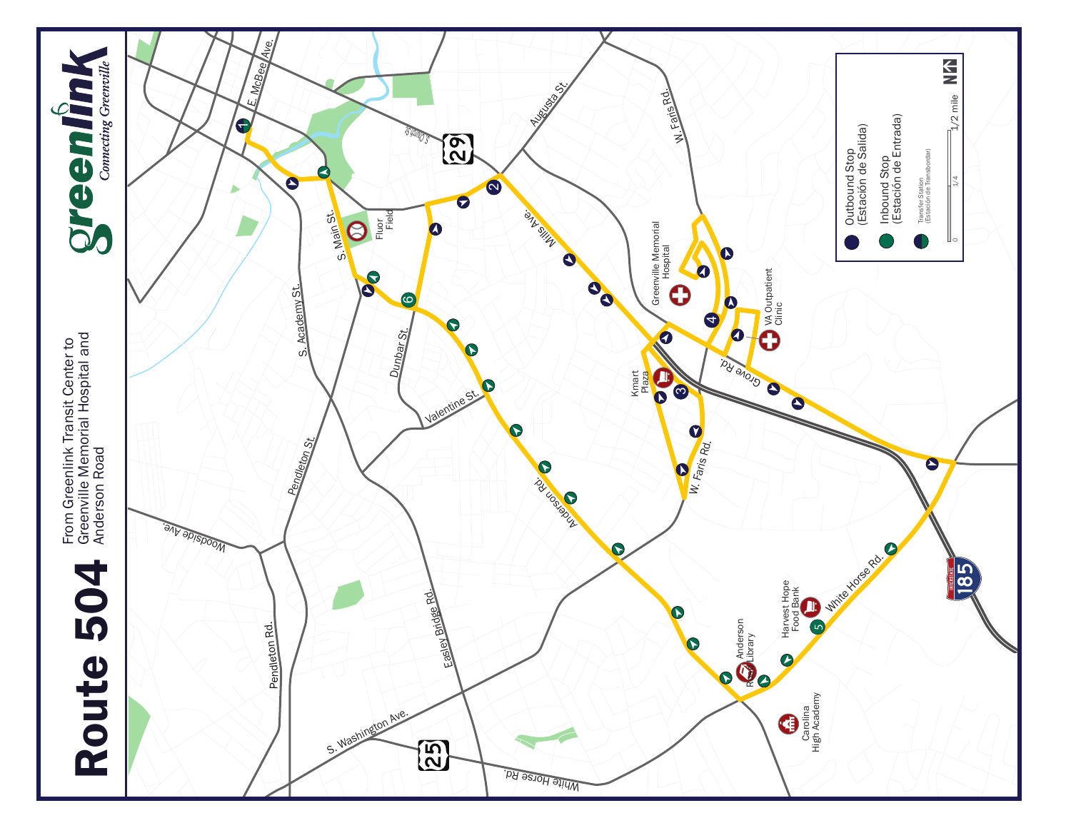# Route 504

From Greenlink Transit Center to Greenville Memorial Hospital and Anderson Road

greenlink
*Connecting Greenville*

Outbound Stop (Estación de Salida)

Inbound Stop (Estación de Entrada)

Transfer Station (Estación de Transbordar)

0 1/4 1/2 mile

N

E. McBee Ave.
S. Main St.
Fluor Field
S. Academy St.
Dunbar St.
Valentine St.
Pendleton St.
Woodside Ave.
Pendleton Rd.
Easley Bridge Rd.
S. Washington Ave.
White Horse Rd.
Anderson Rd.
Augusta St.
Mills Ave.
W. Faris Rd.
Greenville Memorial Hospital
VA Outpatient Clinic
Grove Rd.
Kmart Plaza
Anderson Road Library
Harvest Hope Food Bank
Carolina High Academy
White Horse Rd.
S. Church St.
29
25
185

1
2
3
4
5
6